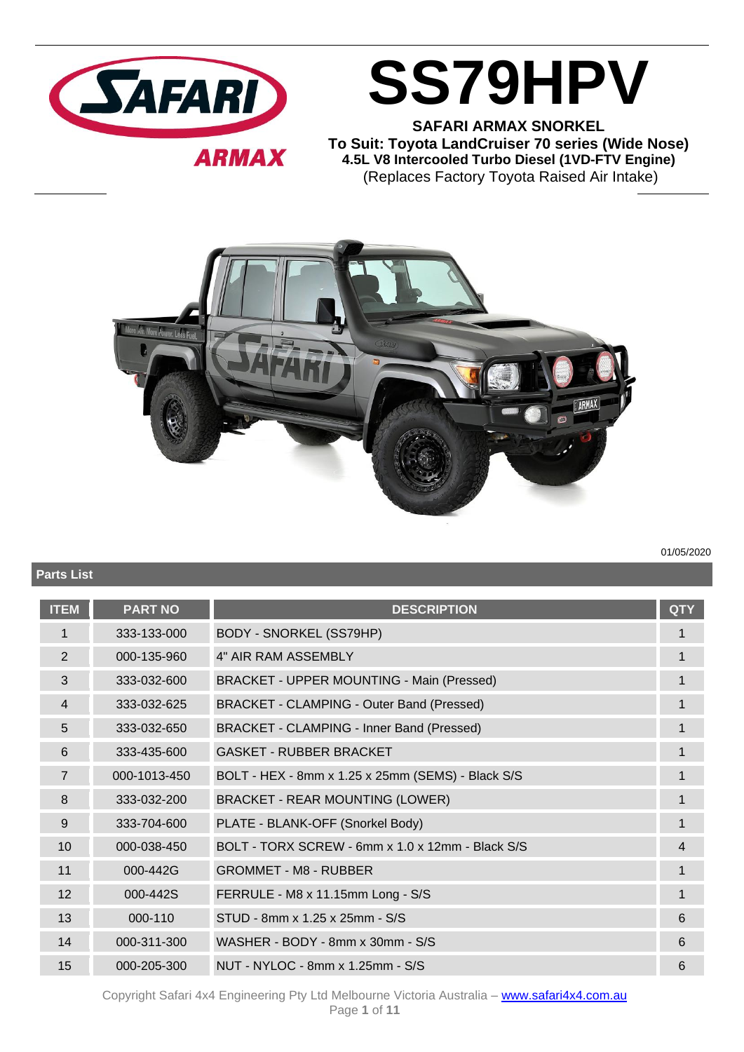# SS79HPV

**SAFARI ARMAX SNORKEL**
**To Suit: Toyota LandCruiser 70 series (Wide Nose)**
**4.5L V8 Intercooled Turbo Diesel (1VD-FTV Engine)**
(Replaces Factory Toyota Raised Air Intake)

01/05/2020

## Parts List

| ITEM | PART NO | DESCRIPTION | QTY |
|---|---|---|---|
| 1 | 333-133-000 | BODY - SNORKEL (SS79HP) | 1 |
| 2 | 000-135-960 | 4" AIR RAM ASSEMBLY | 1 |
| 3 | 333-032-600 | BRACKET - UPPER MOUNTING - Main (Pressed) | 1 |
| 4 | 333-032-625 | BRACKET - CLAMPING - Outer Band (Pressed) | 1 |
| 5 | 333-032-650 | BRACKET - CLAMPING - Inner Band (Pressed) | 1 |
| 6 | 333-435-600 | GASKET - RUBBER BRACKET | 1 |
| 7 | 000-1013-450 | BOLT - HEX - 8mm x 1.25 x 25mm (SEMS) - Black S/S | 1 |
| 8 | 333-032-200 | BRACKET - REAR MOUNTING (LOWER) | 1 |
| 9 | 333-704-600 | PLATE - BLANK-OFF (Snorkel Body) | 1 |
| 10 | 000-038-450 | BOLT - TORX SCREW - 6mm x 1.0 x 12mm - Black S/S | 4 |
| 11 | 000-442G | GROMMET - M8 - RUBBER | 1 |
| 12 | 000-442S | FERRULE - M8 x 11.15mm Long - S/S | 1 |
| 13 | 000-110 | STUD - 8mm x 1.25 x 25mm - S/S | 6 |
| 14 | 000-311-300 | WASHER - BODY - 8mm x 30mm - S/S | 6 |
| 15 | 000-205-300 | NUT - NYLOC - 8mm x 1.25mm - S/S | 6 |

Copyright Safari 4x4 Engineering Pty Ltd Melbourne Victoria Australia – [www.safari4x4.com.au](http://www.safari4x4.com.au)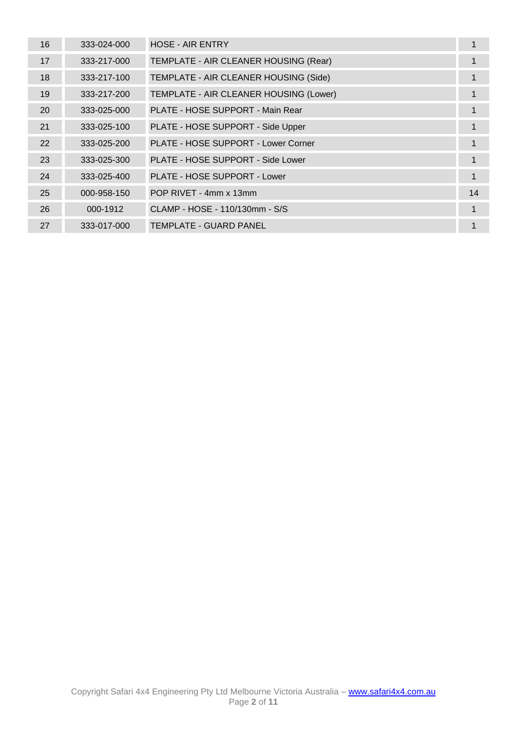| 16 | 333-024-000 | HOSE - AIR ENTRY | 1 |
|---|---|---|---|
| 17 | 333-217-000 | TEMPLATE - AIR CLEANER HOUSING (Rear) | 1 |
| 18 | 333-217-100 | TEMPLATE - AIR CLEANER HOUSING (Side) | 1 |
| 19 | 333-217-200 | TEMPLATE - AIR CLEANER HOUSING (Lower) | 1 |
| 20 | 333-025-000 | PLATE - HOSE SUPPORT - Main Rear | 1 |
| 21 | 333-025-100 | PLATE - HOSE SUPPORT - Side Upper | 1 |
| 22 | 333-025-200 | PLATE - HOSE SUPPORT - Lower Corner | 1 |
| 23 | 333-025-300 | PLATE - HOSE SUPPORT - Side Lower | 1 |
| 24 | 333-025-400 | PLATE - HOSE SUPPORT - Lower | 1 |
| 25 | 000-958-150 | POP RIVET - 4mm x 13mm | 14 |
| 26 | 000-1912 | CLAMP - HOSE - 110/130mm - S/S | 1 |
| 27 | 333-017-000 | TEMPLATE - GUARD PANEL | 1 |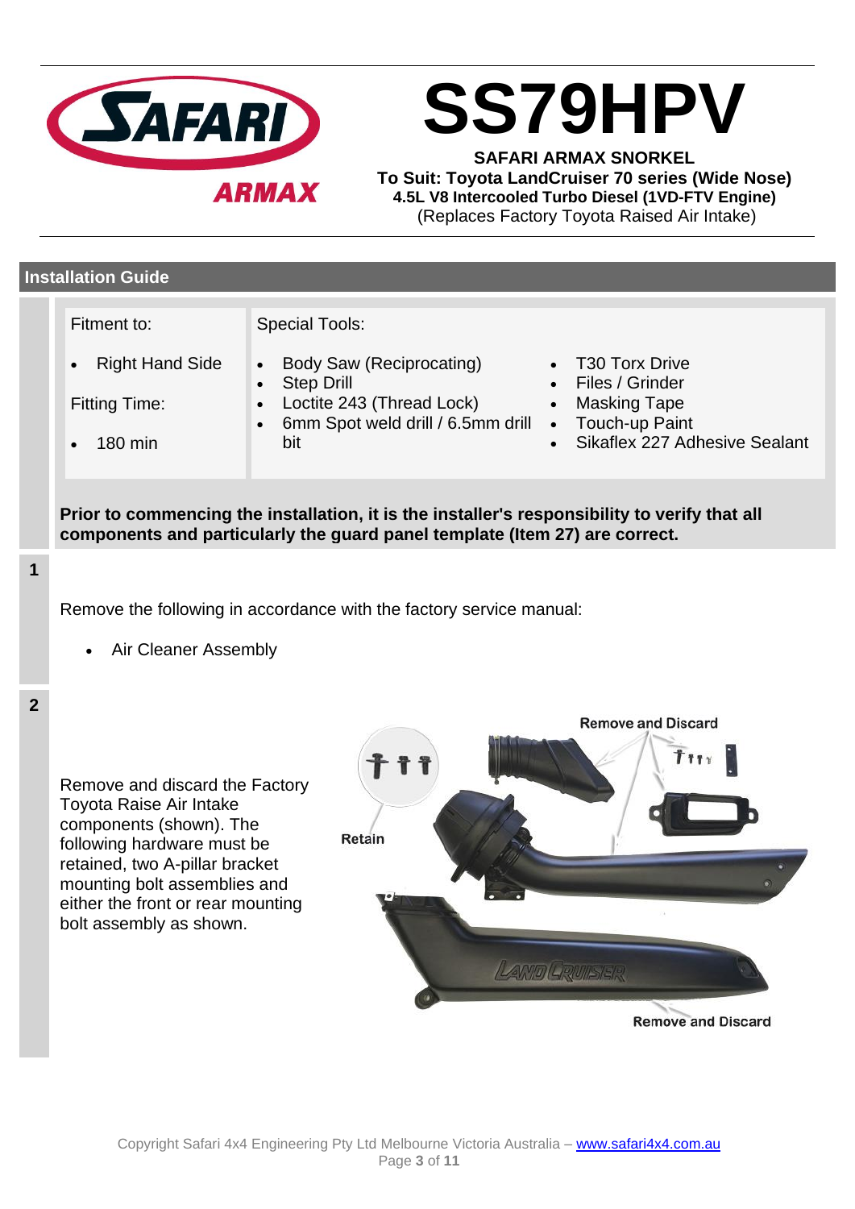# SS79HPV

**SAFARI ARMAX SNORKEL**
**To Suit: Toyota LandCruiser 70 series (Wide Nose)**
**4.5L V8 Intercooled Turbo Diesel (1VD-FTV Engine)**
(Replaces Factory Toyota Raised Air Intake)

## Installation Guide

| Fitment to: | Special Tools: | |
|---|---|---|
| • Right Hand Side | • Body Saw (Reciprocating) | • T30 Torx Drive |
| Fitting Time: | • Step Drill | • Files / Grinder |
| • 180 min | • Loctite 243 (Thread Lock) | • Masking Tape |
| | • 6mm Spot weld drill / 6.5mm drill bit | • Touch-up Paint |
| | | • Sikaflex 227 Adhesive Sealant |

**Prior to commencing the installation, it is the installer's responsibility to verify that all components and particularly the guard panel template (Item 27) are correct.**

**1**

Remove the following in accordance with the factory service manual:

- Air Cleaner Assembly

**2**

Remove and discard the Factory Toyota Raise Air Intake components (shown). The following hardware must be retained, two A-pillar bracket mounting bolt assemblies and either the front or rear mounting bolt assembly as shown.

Retain

Remove and Discard

Remove and Discard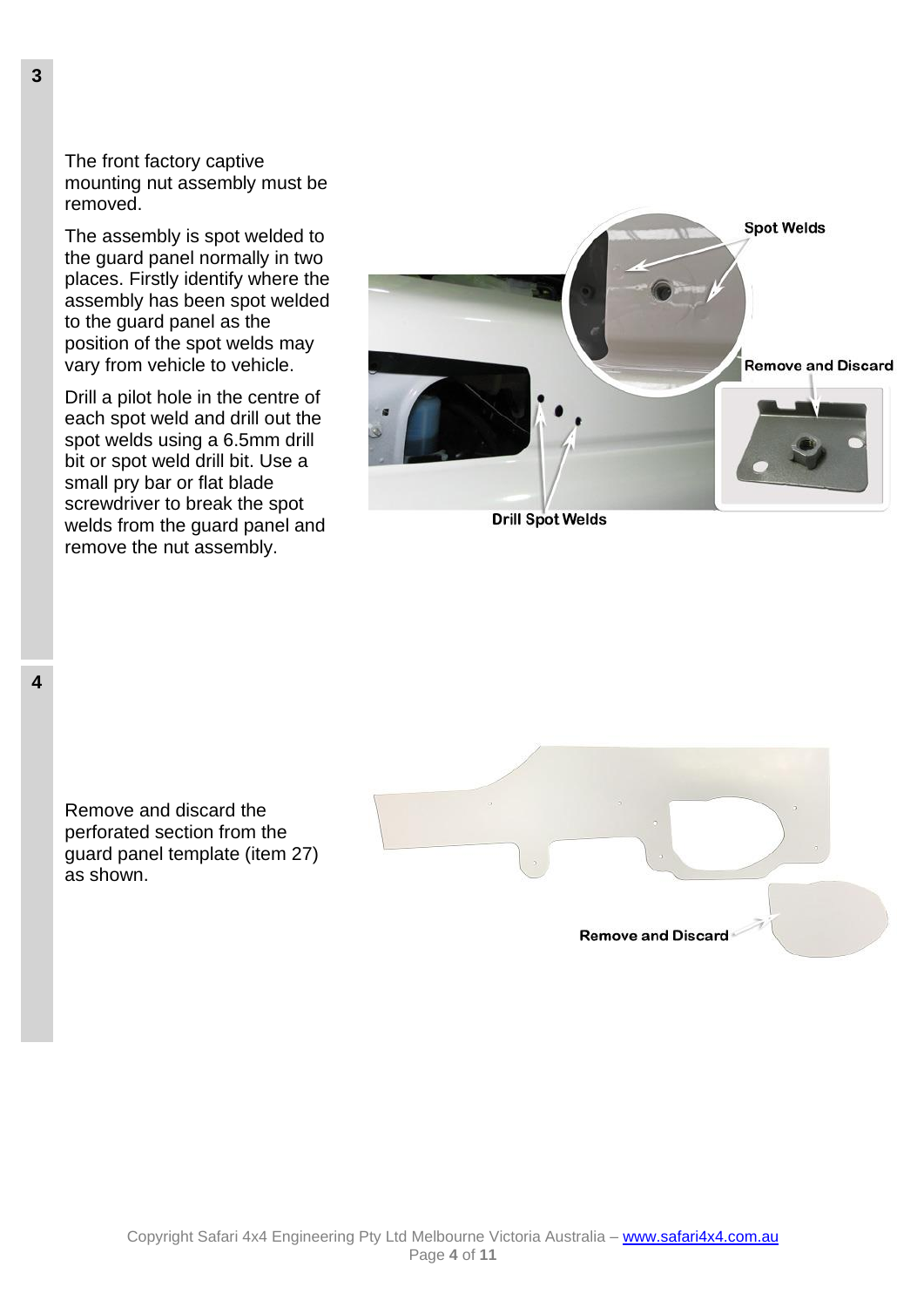**3**

The front factory captive mounting nut assembly must be removed.

The assembly is spot welded to the guard panel normally in two places. Firstly identify where the assembly has been spot welded to the guard panel as the position of the spot welds may vary from vehicle to vehicle.

Drill a pilot hole in the centre of each spot weld and drill out the spot welds using a 6.5mm drill bit or spot weld drill bit. Use a small pry bar or flat blade screwdriver to break the spot welds from the guard panel and remove the nut assembly.

Spot Welds

Remove and Discard

Drill Spot Welds

**4**

Remove and discard the perforated section from the guard panel template (item 27) as shown.

Remove and Discard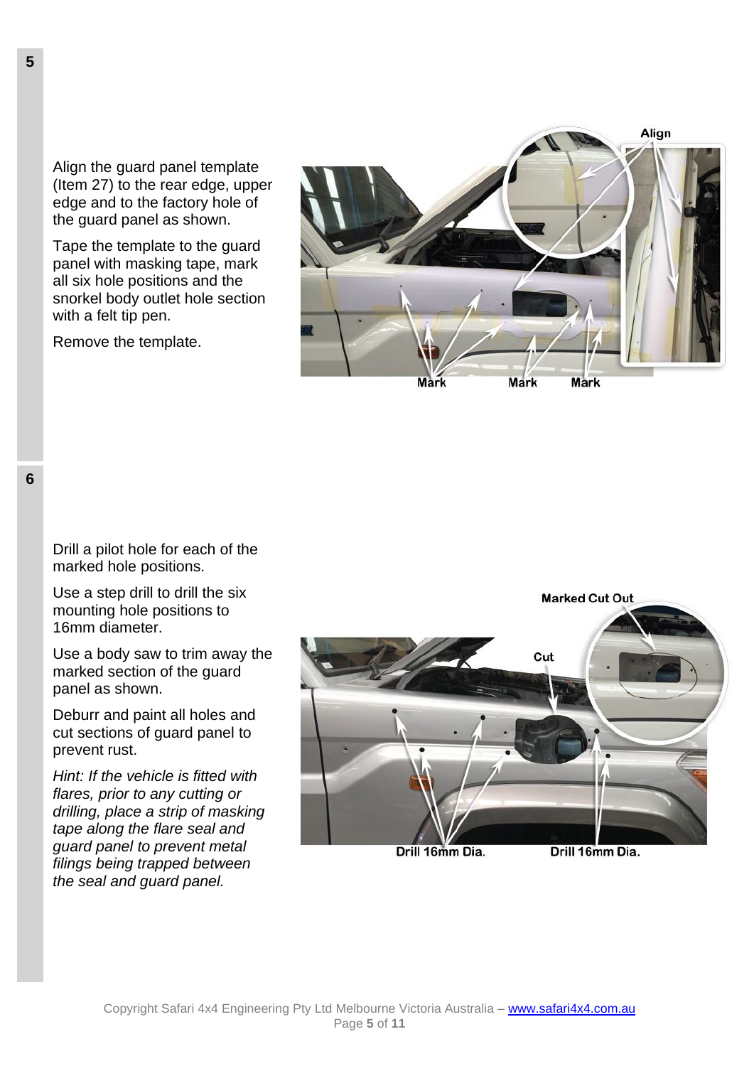**5**

Align the guard panel template (Item 27) to the rear edge, upper edge and to the factory hole of the guard panel as shown.

Tape the template to the guard panel with masking tape, mark all six hole positions and the snorkel body outlet hole section with a felt tip pen.

Remove the template.

Align

Mark Mark Mark

**6**

Drill a pilot hole for each of the marked hole positions.

Use a step drill to drill the six mounting hole positions to 16mm diameter.

Use a body saw to trim away the marked section of the guard panel as shown.

Deburr and paint all holes and cut sections of guard panel to prevent rust.

*Hint: If the vehicle is fitted with flares, prior to any cutting or drilling, place a strip of masking tape along the flare seal and guard panel to prevent metal filings being trapped between the seal and guard panel.*

Marked Cut Out

Cut

Drill 16mm Dia. Drill 16mm Dia.

Copyright Safari 4x4 Engineering Pty Ltd Melbourne Victoria Australia – www.safari4x4.com.au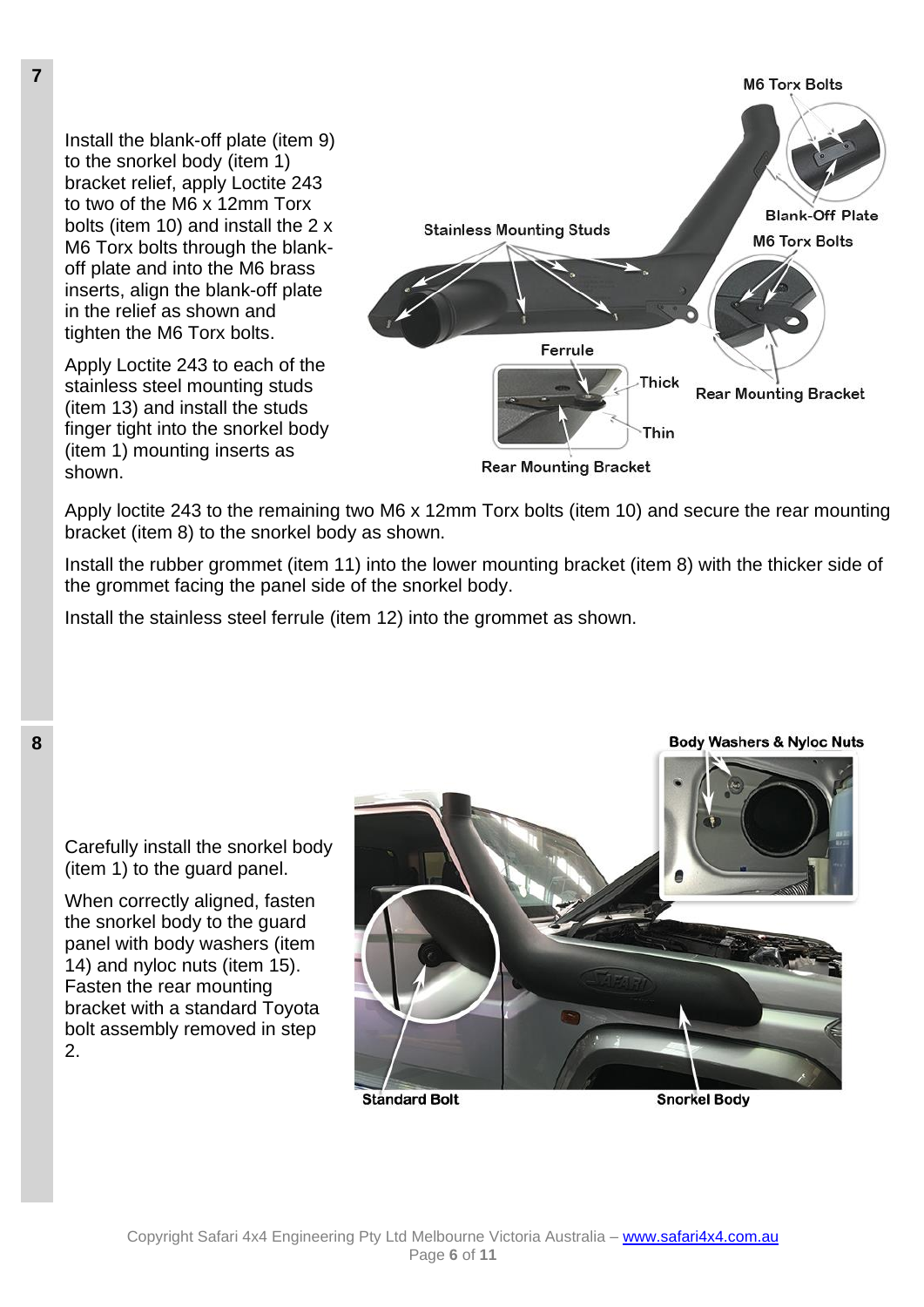**7**

Install the blank-off plate (item 9) to the snorkel body (item 1) bracket relief, apply Loctite 243 to two of the M6 x 12mm Torx bolts (item 10) and install the 2 x M6 Torx bolts through the blank-off plate and into the M6 brass inserts, align the blank-off plate in the relief as shown and tighten the M6 Torx bolts.

Apply Loctite 243 to each of the stainless steel mounting studs (item 13) and install the studs finger tight into the snorkel body (item 1) mounting inserts as shown.

Apply loctite 243 to the remaining two M6 x 12mm Torx bolts (item 10) and secure the rear mounting bracket (item 8) to the snorkel body as shown.

Install the rubber grommet (item 11) into the lower mounting bracket (item 8) with the thicker side of the grommet facing the panel side of the snorkel body.

Install the stainless steel ferrule (item 12) into the grommet as shown.

**8**

Carefully install the snorkel body (item 1) to the guard panel.

When correctly aligned, fasten the snorkel body to the guard panel with body washers (item 14) and nyloc nuts (item 15). Fasten the rear mounting bracket with a standard Toyota bolt assembly removed in step 2.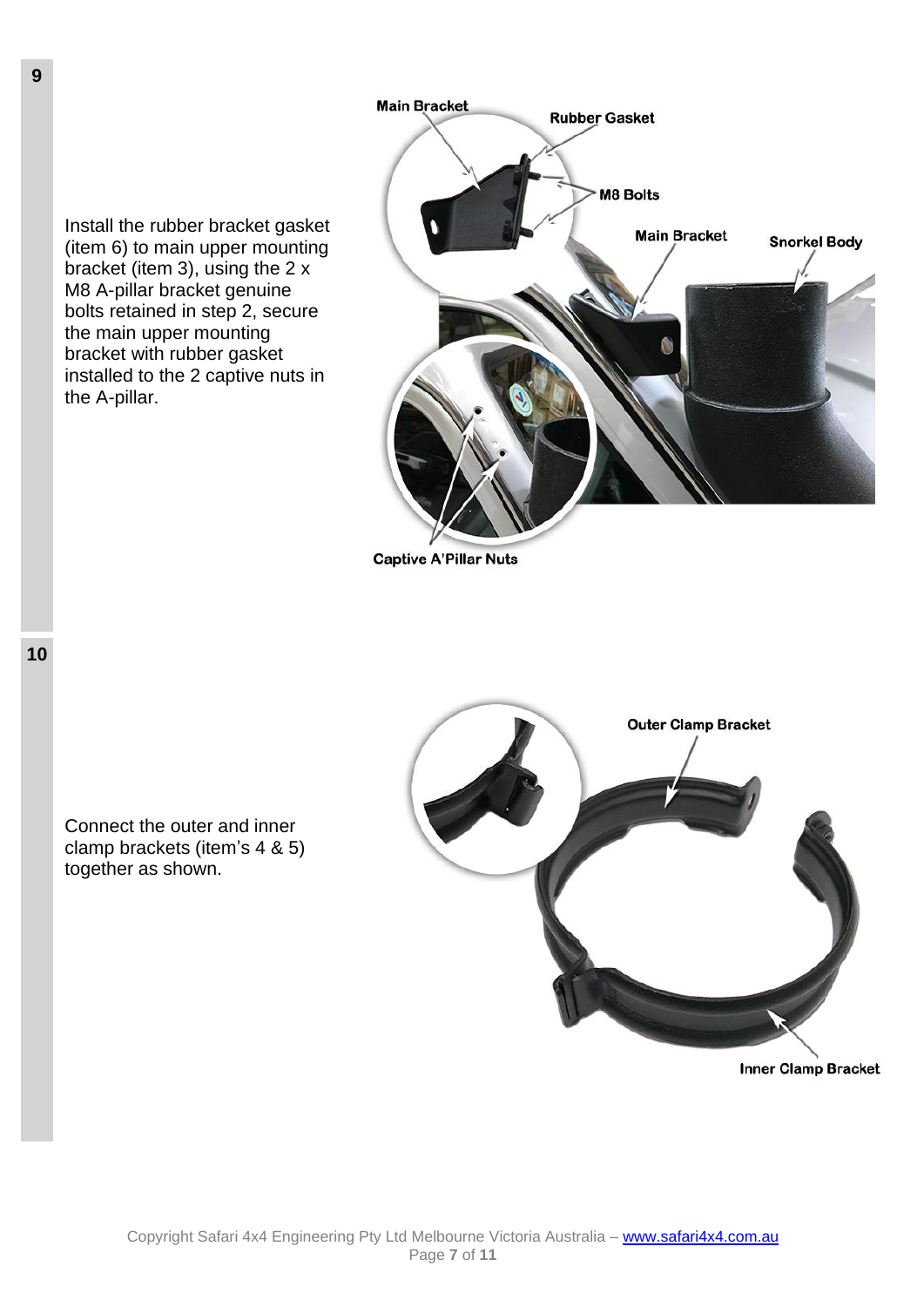**9**

Install the rubber bracket gasket (item 6) to main upper mounting bracket (item 3), using the 2 x M8 A-pillar bracket genuine bolts retained in step 2, secure the main upper mounting bracket with rubber gasket installed to the 2 captive nuts in the A-pillar.

Main Bracket
Rubber Gasket
M8 Bolts
Main Bracket
Snorkel Body
Captive A'Pillar Nuts

**10**

Connect the outer and inner clamp brackets (item's 4 & 5) together as shown.

Outer Clamp Bracket
Inner Clamp Bracket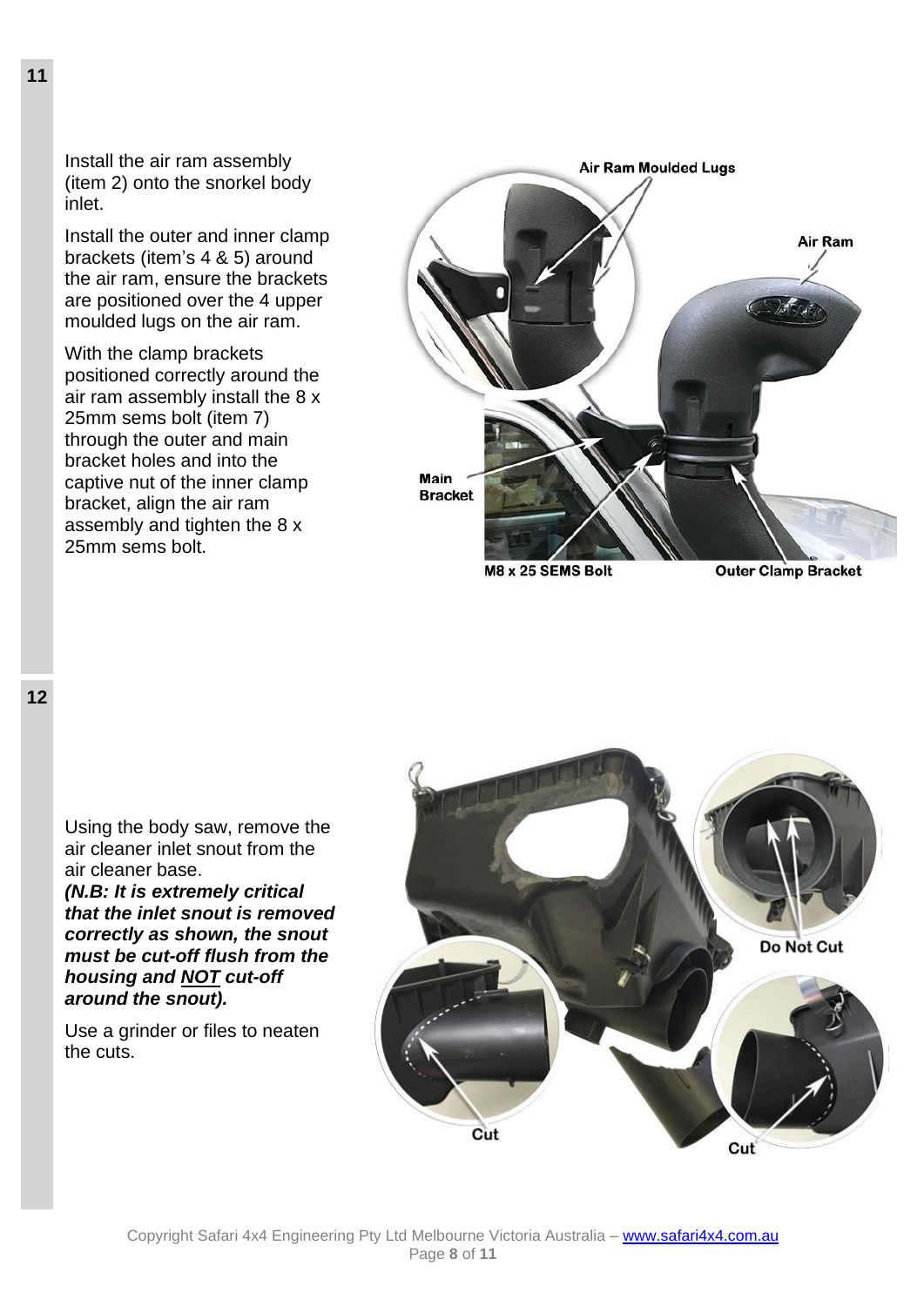**11**

Install the air ram assembly (item 2) onto the snorkel body inlet.

Install the outer and inner clamp brackets (item's 4 & 5) around the air ram, ensure the brackets are positioned over the 4 upper moulded lugs on the air ram.

With the clamp brackets positioned correctly around the air ram assembly install the 8 x 25mm sems bolt (item 7) through the outer and main bracket holes and into the captive nut of the inner clamp bracket, align the air ram assembly and tighten the 8 x 25mm sems bolt.

Air Ram Moulded Lugs

Air Ram

Main Bracket

M8 x 25 SEMS Bolt

Outer Clamp Bracket

**12**

Using the body saw, remove the air cleaner inlet snout from the air cleaner base.
***(N.B: It is extremely critical that the inlet snout is removed correctly as shown, the snout must be cut-off flush from the housing and <u>NOT</u> cut-off around the snout).***

Use a grinder or files to neaten the cuts.

Do Not Cut

Cut

Cut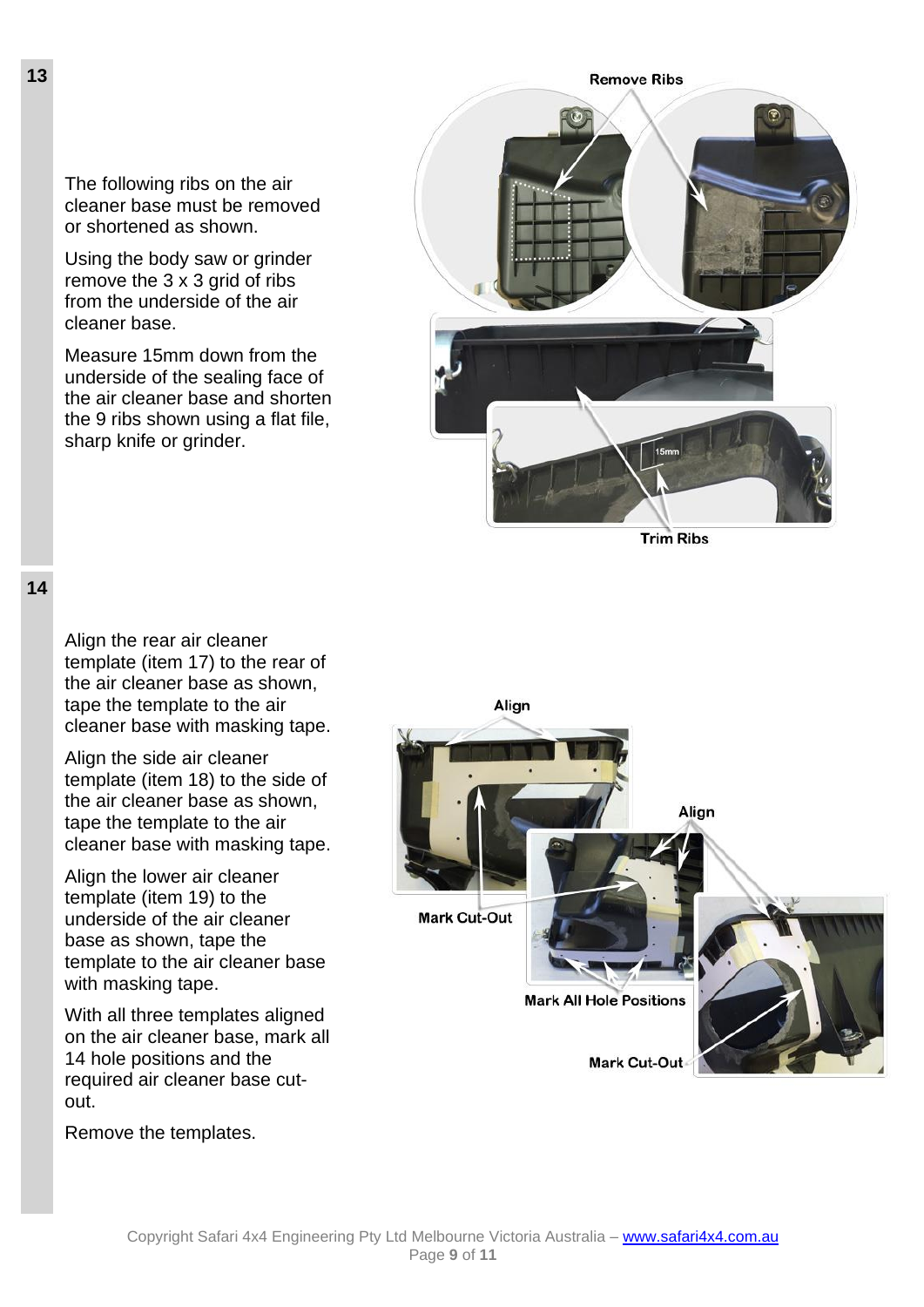**13**

The following ribs on the air cleaner base must be removed or shortened as shown.

Using the body saw or grinder remove the 3 x 3 grid of ribs from the underside of the air cleaner base.

Measure 15mm down from the underside of the sealing face of the air cleaner base and shorten the 9 ribs shown using a flat file, sharp knife or grinder.

Remove Ribs

15mm

Trim Ribs

**14**

Align the rear air cleaner template (item 17) to the rear of the air cleaner base as shown, tape the template to the air cleaner base with masking tape.

Align the side air cleaner template (item 18) to the side of the air cleaner base as shown, tape the template to the air cleaner base with masking tape.

Align the lower air cleaner template (item 19) to the underside of the air cleaner base as shown, tape the template to the air cleaner base with masking tape.

With all three templates aligned on the air cleaner base, mark all 14 hole positions and the required air cleaner base cut-out.

Remove the templates.

Align

Align

Mark Cut-Out

Mark All Hole Positions

Mark Cut-Out

Copyright Safari 4x4 Engineering Pty Ltd Melbourne Victoria Australia – www.safari4x4.com.au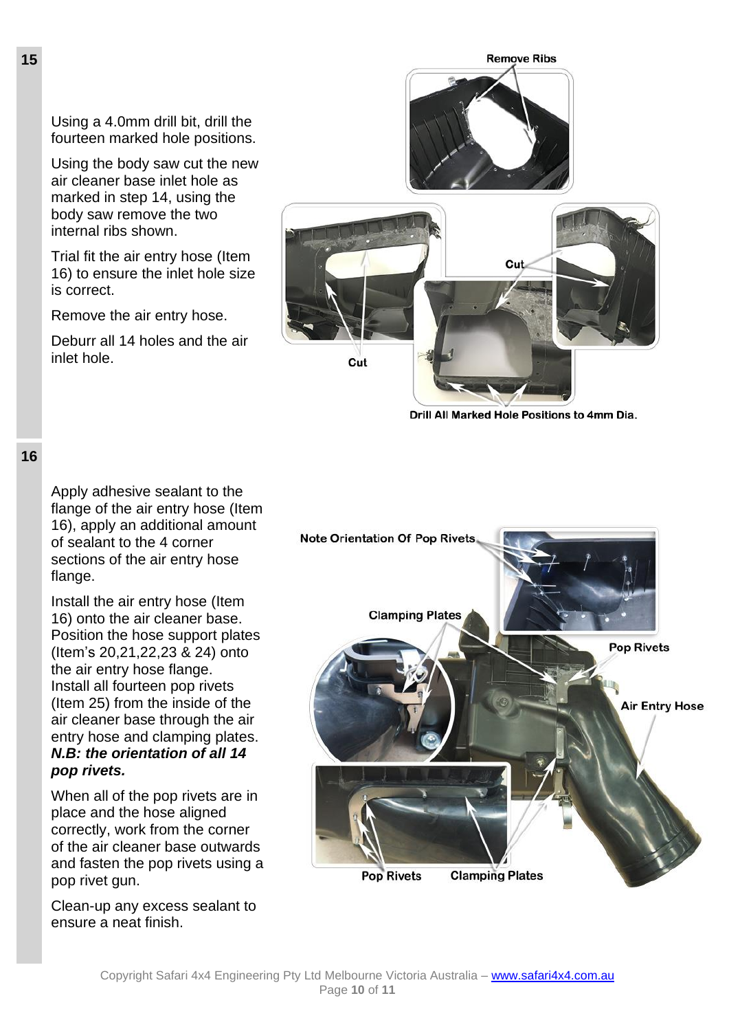**15**

Using a 4.0mm drill bit, drill the fourteen marked hole positions.

Using the body saw cut the new air cleaner base inlet hole as marked in step 14, using the body saw remove the two internal ribs shown.

Trial fit the air entry hose (Item 16) to ensure the inlet hole size is correct.

Remove the air entry hose.

Deburr all 14 holes and the air inlet hole.

Remove Ribs

Cut

Cut

Drill All Marked Hole Positions to 4mm Dia.

**16**

Apply adhesive sealant to the flange of the air entry hose (Item 16), apply an additional amount of sealant to the 4 corner sections of the air entry hose flange.

Install the air entry hose (Item 16) onto the air cleaner base. Position the hose support plates (Item's 20,21,22,23 & 24) onto the air entry hose flange. Install all fourteen pop rivets (Item 25) from the inside of the air cleaner base through the air entry hose and clamping plates. ***N.B: the orientation of all 14 pop rivets.***

When all of the pop rivets are in place and the hose aligned correctly, work from the corner of the air cleaner base outwards and fasten the pop rivets using a pop rivet gun.

Clean-up any excess sealant to ensure a neat finish.

Note Orientation Of Pop Rivets

Clamping Plates

Pop Rivets

Air Entry Hose

Pop Rivets

Clamping Plates

Copyright Safari 4x4 Engineering Pty Ltd Melbourne Victoria Australia – www.safari4x4.com.au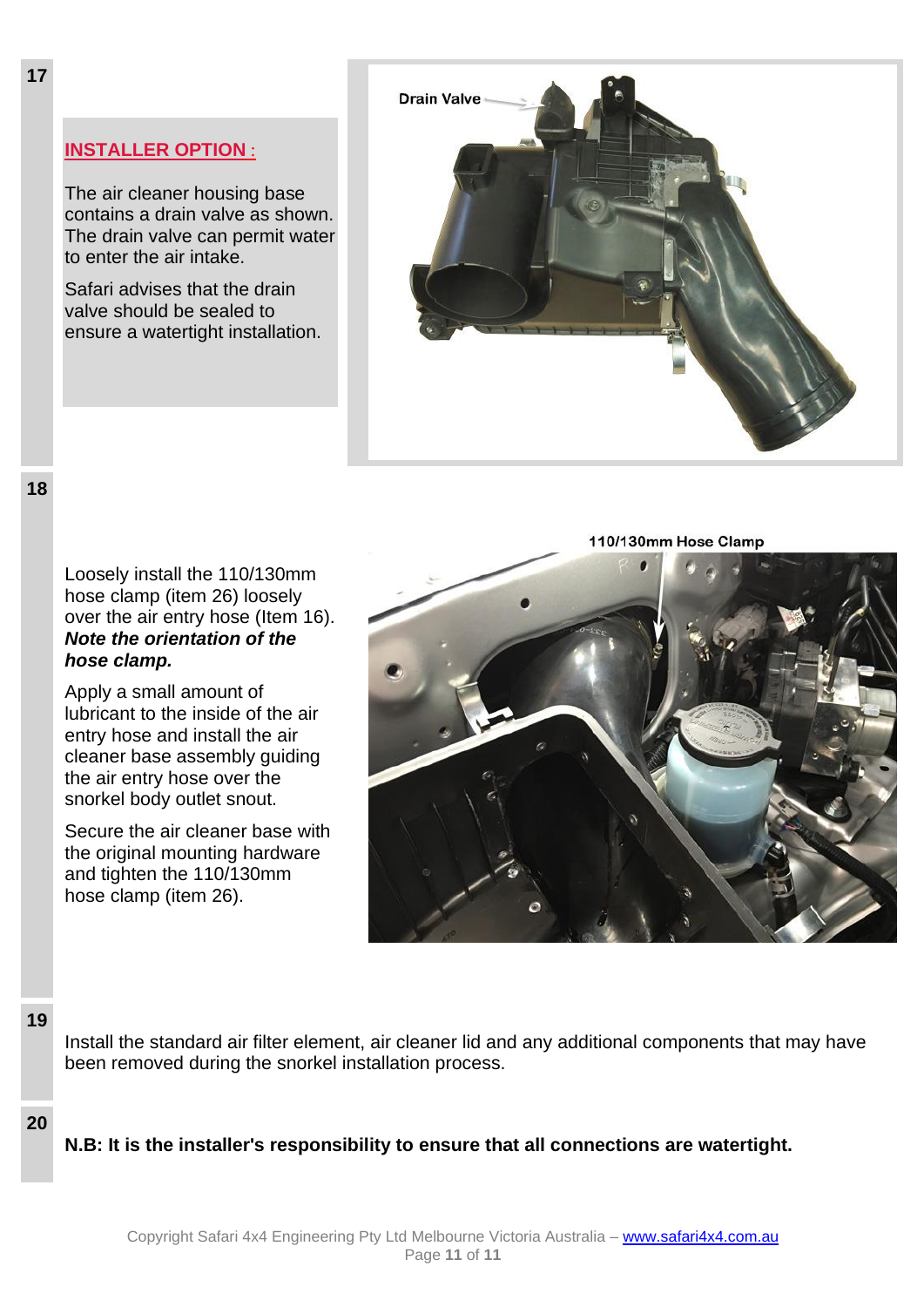**17**

**INSTALLER OPTION :**

The air cleaner housing base contains a drain valve as shown. The drain valve can permit water to enter the air intake.

Safari advises that the drain valve should be sealed to ensure a watertight installation.

Drain Valve

**18**

Loosely install the 110/130mm hose clamp (item 26) loosely over the air entry hose (Item 16). ***Note the orientation of the hose clamp.***

Apply a small amount of lubricant to the inside of the air entry hose and install the air cleaner base assembly guiding the air entry hose over the snorkel body outlet snout.

Secure the air cleaner base with the original mounting hardware and tighten the 110/130mm hose clamp (item 26).

110/130mm Hose Clamp

**19**

Install the standard air filter element, air cleaner lid and any additional components that may have been removed during the snorkel installation process.

**20**

**N.B: It is the installer's responsibility to ensure that all connections are watertight.**

Copyright Safari 4x4 Engineering Pty Ltd Melbourne Victoria Australia – www.safari4x4.com.au